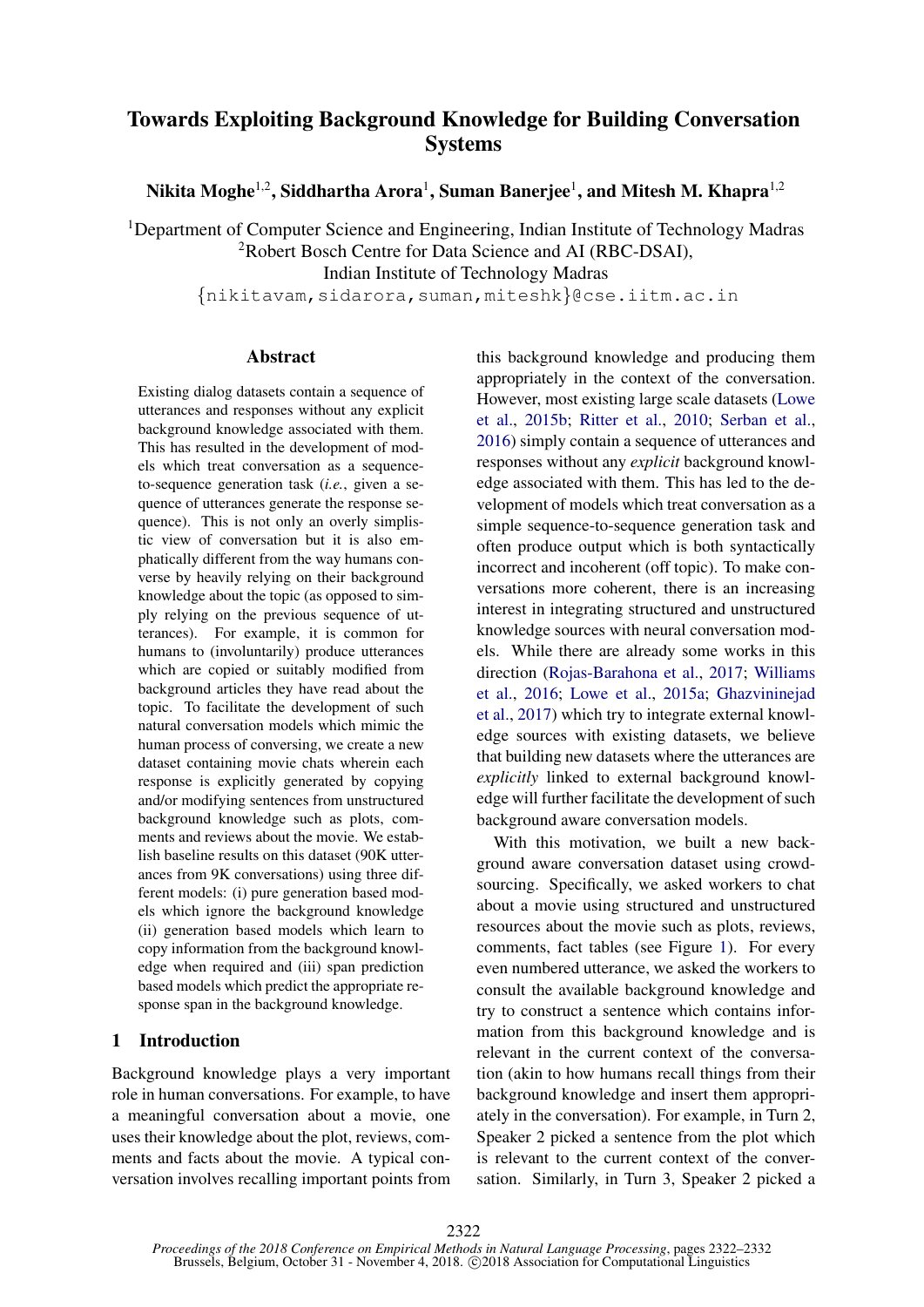# Towards Exploiting Background Knowledge for Building Conversation Systems

**Nikita Moghe[1,2], Siddhartha Arora[1], Suman Banerjee[1], and Mitesh M. Khapra[1,2]**

[1]Department of Computer Science and Engineering, Indian Institute of Technology Madras
[2]Robert Bosch Centre for Data Science and AI (RBC-DSAI),
Indian Institute of Technology Madras
{nikitavam,sidarora,suman,miteshk}@cse.iitm.ac.in

## Abstract

Existing dialog datasets contain a sequence of utterances and responses without any explicit background knowledge associated with them. This has resulted in the development of models which treat conversation as a sequence-to-sequence generation task (*i.e.*, given a sequence of utterances generate the response sequence). This is not only an overly simplistic view of conversation but it is also emphatically different from the way humans converse by heavily relying on their background knowledge about the topic (as opposed to simply relying on the previous sequence of utterances). For example, it is common for humans to (involuntarily) produce utterances which are copied or suitably modified from background articles they have read about the topic. To facilitate the development of such natural conversation models which mimic the human process of conversing, we create a new dataset containing movie chats wherein each response is explicitly generated by copying and/or modifying sentences from unstructured background knowledge such as plots, comments and reviews about the movie. We establish baseline results on this dataset (90K utterances from 9K conversations) using three different models: (i) pure generation based models which ignore the background knowledge (ii) generation based models which learn to copy information from the background knowledge when required and (iii) span prediction based models which predict the appropriate response span in the background knowledge.

## 1 Introduction

Background knowledge plays a very important role in human conversations. For example, to have a meaningful conversation about a movie, one uses their knowledge about the plot, reviews, comments and facts about the movie. A typical conversation involves recalling important points from this background knowledge and producing them appropriately in the context of the conversation. However, most existing large scale datasets (Lowe et al., 2015b; Ritter et al., 2010; Serban et al., 2016) simply contain a sequence of utterances and responses without any *explicit* background knowledge associated with them. This has led to the development of models which treat conversation as a simple sequence-to-sequence generation task and often produce output which is both syntactically incorrect and incoherent (off topic). To make conversations more coherent, there is an increasing interest in integrating structured and unstructured knowledge sources with neural conversation models. While there are already some works in this direction (Rojas-Barahona et al., 2017; Williams et al., 2016; Lowe et al., 2015a; Ghazvininejad et al., 2017) which try to integrate external knowledge sources with existing datasets, we believe that building new datasets where the utterances are *explicitly* linked to external background knowledge will further facilitate the development of such background aware conversation models.

With this motivation, we built a new background aware conversation dataset using crowdsourcing. Specifically, we asked workers to chat about a movie using structured and unstructured resources about the movie such as plots, reviews, comments, fact tables (see Figure 1). For every even numbered utterance, we asked the workers to consult the available background knowledge and try to construct a sentence which contains information from this background knowledge and is relevant in the current context of the conversation (akin to how humans recall things from their background knowledge and insert them appropriately in the conversation). For example, in Turn 2, Speaker 2 picked a sentence from the plot which is relevant to the current context of the conversation. Similarly, in Turn 3, Speaker 2 picked a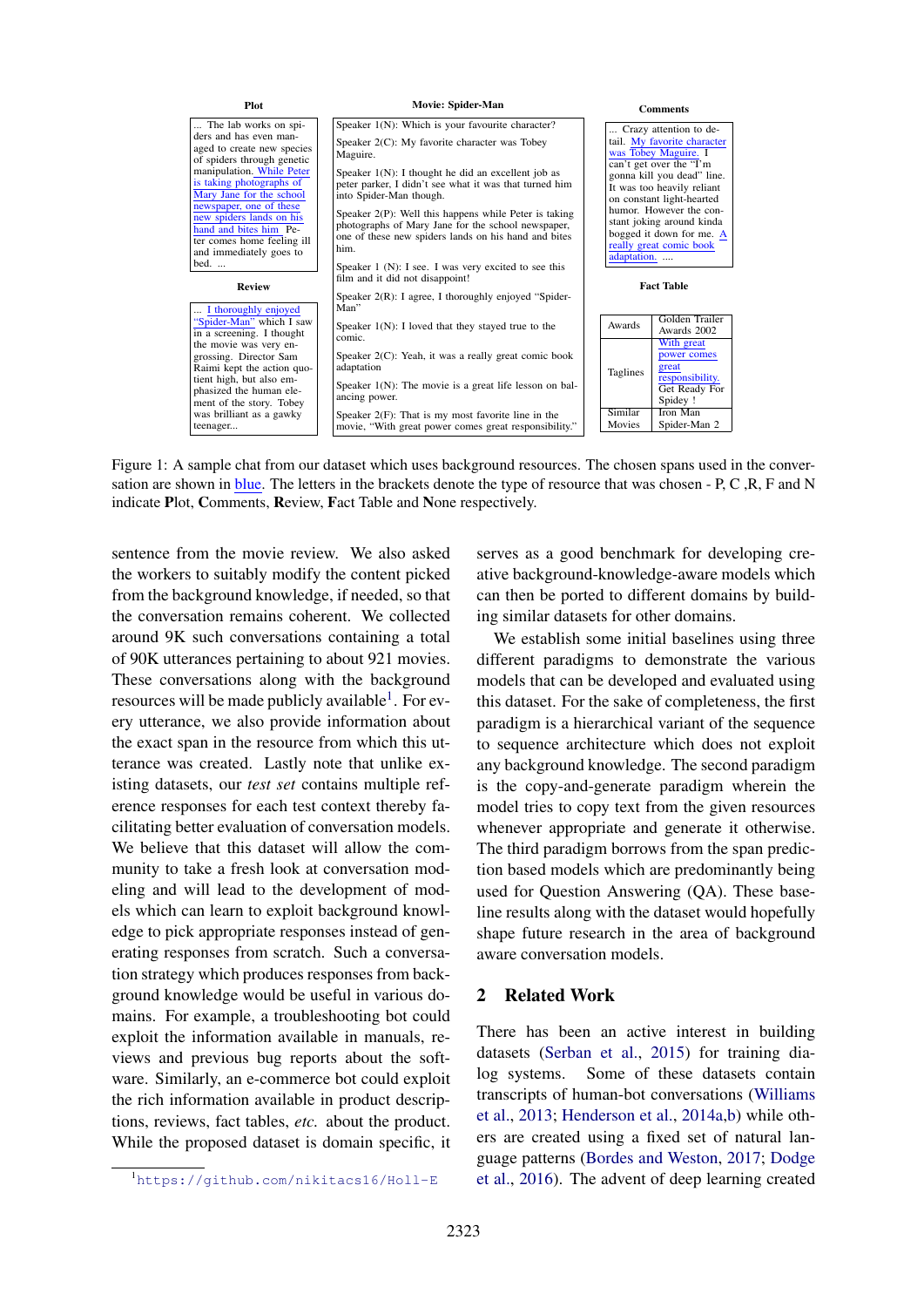**Plot**

... The lab works on spiders and has even managed to create new species of spiders through genetic manipulation. While Peter is taking photographs of Mary Jane for the school newspaper, one of these new spiders lands on his hand and bites him. Peter comes home feeling ill and immediately goes to bed. ...

**Review**

... I thoroughly enjoyed "Spider-Man" which I saw in a screening. I thought the movie was very engrossing. Director Sam Raimi kept the action quotient high, but also emphasized the human element of the story. Tobey was brilliant as a gawky teenager...

**Movie: Spider-Man**

Speaker 1(N): Which is your favourite character?

Speaker 2(C): My favorite character was Tobey Maguire.

Speaker 1(N): I thought he did an excellent job as peter parker, I didn't see what it was that turned him into Spider-Man though.

Speaker 2(P): Well this happens while Peter is taking photographs of Mary Jane for the school newspaper, one of these new spiders lands on his hand and bites him.

Speaker 1 (N): I see. I was very excited to see this film and it did not disappoint!

Speaker 2(R): I agree, I thoroughly enjoyed "Spider-Man"

Speaker 1(N): I loved that they stayed true to the comic.

Speaker 2(C): Yeah, it was a really great comic book adaptation

Speaker 1(N): The movie is a great life lesson on balancing power.

Speaker 2(F): That is my most favorite line in the movie, "With great power comes great responsibility."

**Comments**

... Crazy attention to detail. My favorite character was Tobey Maguire. I can't get over the "I'm gonna kill you dead" line. It was too heavily reliant on constant light-hearted humor. However the constant joking around kinda bogged it down for me. A really great comic book adaptation. ....

**Fact Table**

| | |
|---|---|
| Awards | Golden Trailer Awards 2002 |
| Taglines | With great power comes great responsibility. Get Ready For Spidey ! |
| Similar Movies | Iron Man Spider-Man 2 |

Figure 1: A sample chat from our dataset which uses background resources. The chosen spans used in the conversation are shown in blue. The letters in the brackets denote the type of resource that was chosen - P, C ,R, F and N indicate **P**lot, **C**omments, **R**eview, **F**act Table and **N**one respectively.

sentence from the movie review. We also asked the workers to suitably modify the content picked from the background knowledge, if needed, so that the conversation remains coherent. We collected around 9K such conversations containing a total of 90K utterances pertaining to about 921 movies. These conversations along with the background resources will be made publicly available[1]. For every utterance, we also provide information about the exact span in the resource from which this utterance was created. Lastly note that unlike existing datasets, our *test set* contains multiple reference responses for each test context thereby facilitating better evaluation of conversation models. We believe that this dataset will allow the community to take a fresh look at conversation modeling and will lead to the development of models which can learn to exploit background knowledge to pick appropriate responses instead of generating responses from scratch. Such a conversation strategy which produces responses from background knowledge would be useful in various domains. For example, a troubleshooting bot could exploit the information available in manuals, reviews and previous bug reports about the software. Similarly, an e-commerce bot could exploit the rich information available in product descriptions, reviews, fact tables, *etc.* about the product. While the proposed dataset is domain specific, it serves as a good benchmark for developing creative background-knowledge-aware models which can then be ported to different domains by building similar datasets for other domains.

We establish some initial baselines using three different paradigms to demonstrate the various models that can be developed and evaluated using this dataset. For the sake of completeness, the first paradigm is a hierarchical variant of the sequence to sequence architecture which does not exploit any background knowledge. The second paradigm is the copy-and-generate paradigm wherein the model tries to copy text from the given resources whenever appropriate and generate it otherwise. The third paradigm borrows from the span prediction based models which are predominantly being used for Question Answering (QA). These baseline results along with the dataset would hopefully shape future research in the area of background aware conversation models.

## 2 Related Work

There has been an active interest in building datasets (Serban et al., 2015) for training dialog systems. Some of these datasets contain transcripts of human-bot conversations (Williams et al., 2013; Henderson et al., 2014a,b) while others are created using a fixed set of natural language patterns (Bordes and Weston, 2017; Dodge et al., 2016). The advent of deep learning created

[1] https://github.com/nikitacs16/Holl-E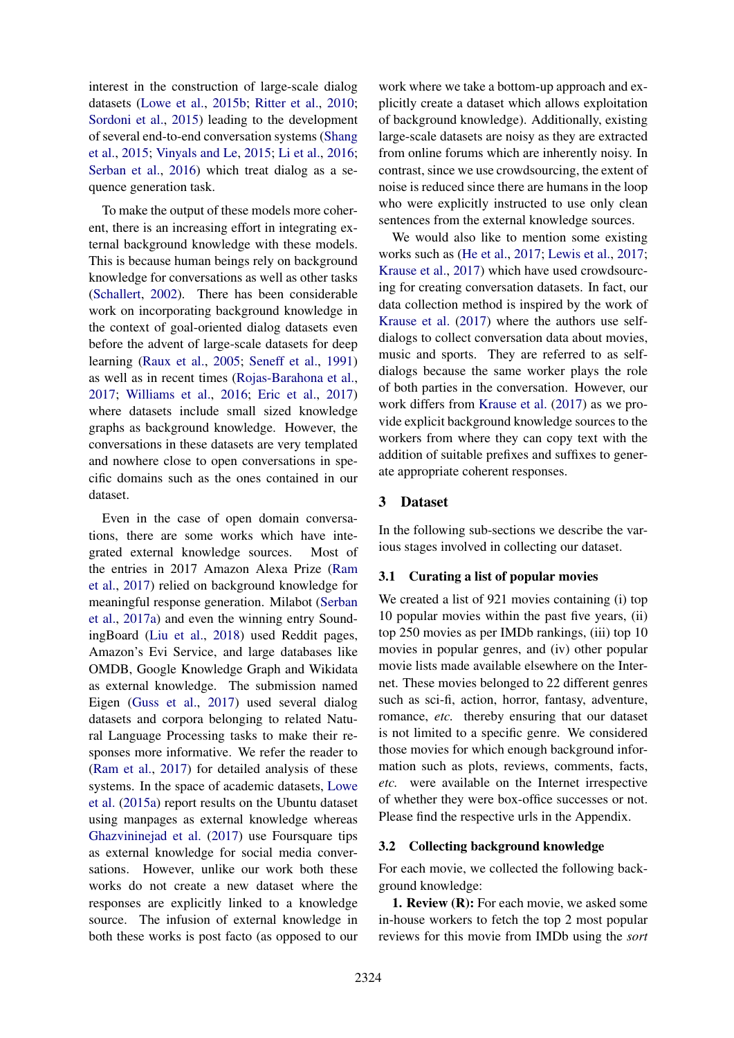interest in the construction of large-scale dialog datasets (Lowe et al., 2015b; Ritter et al., 2010; Sordoni et al., 2015) leading to the development of several end-to-end conversation systems (Shang et al., 2015; Vinyals and Le, 2015; Li et al., 2016; Serban et al., 2016) which treat dialog as a sequence generation task.

To make the output of these models more coherent, there is an increasing effort in integrating external background knowledge with these models. This is because human beings rely on background knowledge for conversations as well as other tasks (Schallert, 2002). There has been considerable work on incorporating background knowledge in the context of goal-oriented dialog datasets even before the advent of large-scale datasets for deep learning (Raux et al., 2005; Seneff et al., 1991) as well as in recent times (Rojas-Barahona et al., 2017; Williams et al., 2016; Eric et al., 2017) where datasets include small sized knowledge graphs as background knowledge. However, the conversations in these datasets are very templated and nowhere close to open conversations in specific domains such as the ones contained in our dataset.

Even in the case of open domain conversations, there are some works which have integrated external knowledge sources. Most of the entries in 2017 Amazon Alexa Prize (Ram et al., 2017) relied on background knowledge for meaningful response generation. Milabot (Serban et al., 2017a) and even the winning entry SoundingBoard (Liu et al., 2018) used Reddit pages, Amazon's Evi Service, and large databases like OMDB, Google Knowledge Graph and Wikidata as external knowledge. The submission named Eigen (Guss et al., 2017) used several dialog datasets and corpora belonging to related Natural Language Processing tasks to make their responses more informative. We refer the reader to (Ram et al., 2017) for detailed analysis of these systems. In the space of academic datasets, Lowe et al. (2015a) report results on the Ubuntu dataset using manpages as external knowledge whereas Ghazvininejad et al. (2017) use Foursquare tips as external knowledge for social media conversations. However, unlike our work both these works do not create a new dataset where the responses are explicitly linked to a knowledge source. The infusion of external knowledge in both these works is post facto (as opposed to our work where we take a bottom-up approach and explicitly create a dataset which allows exploitation of background knowledge). Additionally, existing large-scale datasets are noisy as they are extracted from online forums which are inherently noisy. In contrast, since we use crowdsourcing, the extent of noise is reduced since there are humans in the loop who were explicitly instructed to use only clean sentences from the external knowledge sources.

We would also like to mention some existing works such as (He et al., 2017; Lewis et al., 2017; Krause et al., 2017) which have used crowdsourcing for creating conversation datasets. In fact, our data collection method is inspired by the work of Krause et al. (2017) where the authors use self-dialogs to collect conversation data about movies, music and sports. They are referred to as self-dialogs because the same worker plays the role of both parties in the conversation. However, our work differs from Krause et al. (2017) as we provide explicit background knowledge sources to the workers from where they can copy text with the addition of suitable prefixes and suffixes to generate appropriate coherent responses.

# 3 Dataset

In the following sub-sections we describe the various stages involved in collecting our dataset.

## 3.1 Curating a list of popular movies

We created a list of 921 movies containing (i) top 10 popular movies within the past five years, (ii) top 250 movies as per IMDb rankings, (iii) top 10 movies in popular genres, and (iv) other popular movie lists made available elsewhere on the Internet. These movies belonged to 22 different genres such as sci-fi, action, horror, fantasy, adventure, romance, *etc.* thereby ensuring that our dataset is not limited to a specific genre. We considered those movies for which enough background information such as plots, reviews, comments, facts, *etc.* were available on the Internet irrespective of whether they were box-office successes or not. Please find the respective urls in the Appendix.

## 3.2 Collecting background knowledge

For each movie, we collected the following background knowledge:

**1. Review (R):** For each movie, we asked some in-house workers to fetch the top 2 most popular reviews for this movie from IMDb using the *sort*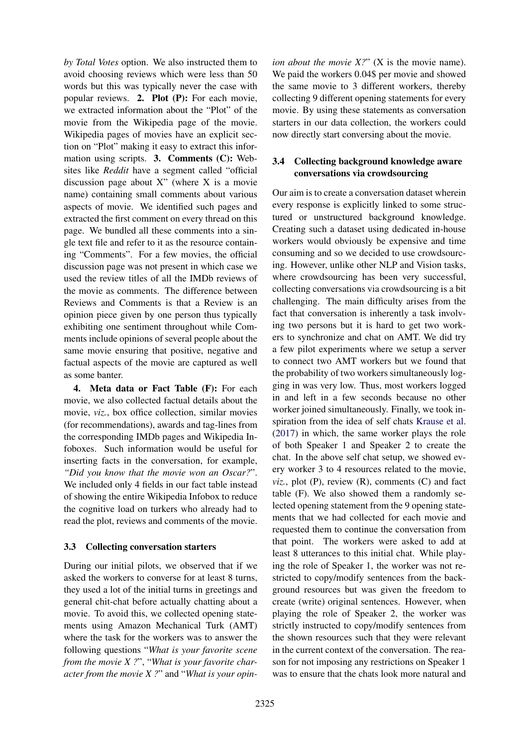*by Total Votes* option. We also instructed them to avoid choosing reviews which were less than 50 words but this was typically never the case with popular reviews. **2. Plot (P):** For each movie, we extracted information about the "Plot" of the movie from the Wikipedia page of the movie. Wikipedia pages of movies have an explicit section on "Plot" making it easy to extract this information using scripts. **3. Comments (C):** Websites like *Reddit* have a segment called "official discussion page about X" (where X is a movie name) containing small comments about various aspects of movie. We identified such pages and extracted the first comment on every thread on this page. We bundled all these comments into a single text file and refer to it as the resource containing "Comments". For a few movies, the official discussion page was not present in which case we used the review titles of all the IMDb reviews of the movie as comments. The difference between Reviews and Comments is that a Review is an opinion piece given by one person thus typically exhibiting one sentiment throughout while Comments include opinions of several people about the same movie ensuring that positive, negative and factual aspects of the movie are captured as well as some banter.

**4. Meta data or Fact Table (F):** For each movie, we also collected factual details about the movie, *viz.*, box office collection, similar movies (for recommendations), awards and tag-lines from the corresponding IMDb pages and Wikipedia Infoboxes. Such information would be useful for inserting facts in the conversation, for example, *"Did you know that the movie won an Oscar?"*. We included only 4 fields in our fact table instead of showing the entire Wikipedia Infobox to reduce the cognitive load on turkers who already had to read the plot, reviews and comments of the movie.

### 3.3 Collecting conversation starters

During our initial pilots, we observed that if we asked the workers to converse for at least 8 turns, they used a lot of the initial turns in greetings and general chit-chat before actually chatting about a movie. To avoid this, we collected opening statements using Amazon Mechanical Turk (AMT) where the task for the workers was to answer the following questions "*What is your favorite scene from the movie X ?*", "*What is your favorite character from the movie X ?*" and "*What is your opinion about the movie X?*" (X is the movie name). We paid the workers 0.04$ per movie and showed the same movie to 3 different workers, thereby collecting 9 different opening statements for every movie. By using these statements as conversation starters in our data collection, the workers could now directly start conversing about the movie.

### 3.4 Collecting background knowledge aware conversations via crowdsourcing

Our aim is to create a conversation dataset wherein every response is explicitly linked to some structured or unstructured background knowledge. Creating such a dataset using dedicated in-house workers would obviously be expensive and time consuming and so we decided to use crowdsourcing. However, unlike other NLP and Vision tasks, where crowdsourcing has been very successful, collecting conversations via crowdsourcing is a bit challenging. The main difficulty arises from the fact that conversation is inherently a task involving two persons but it is hard to get two workers to synchronize and chat on AMT. We did try a few pilot experiments where we setup a server to connect two AMT workers but we found that the probability of two workers simultaneously logging in was very low. Thus, most workers logged in and left in a few seconds because no other worker joined simultaneously. Finally, we took inspiration from the idea of self chats Krause et al. (2017) in which, the same worker plays the role of both Speaker 1 and Speaker 2 to create the chat. In the above self chat setup, we showed every worker 3 to 4 resources related to the movie, *viz.*, plot (P), review (R), comments (C) and fact table (F). We also showed them a randomly selected opening statement from the 9 opening statements that we had collected for each movie and requested them to continue the conversation from that point. The workers were asked to add at least 8 utterances to this initial chat. While playing the role of Speaker 1, the worker was not restricted to copy/modify sentences from the background resources but was given the freedom to create (write) original sentences. However, when playing the role of Speaker 2, the worker was strictly instructed to copy/modify sentences from the shown resources such that they were relevant in the current context of the conversation. The reason for not imposing any restrictions on Speaker 1 was to ensure that the chats look more natural and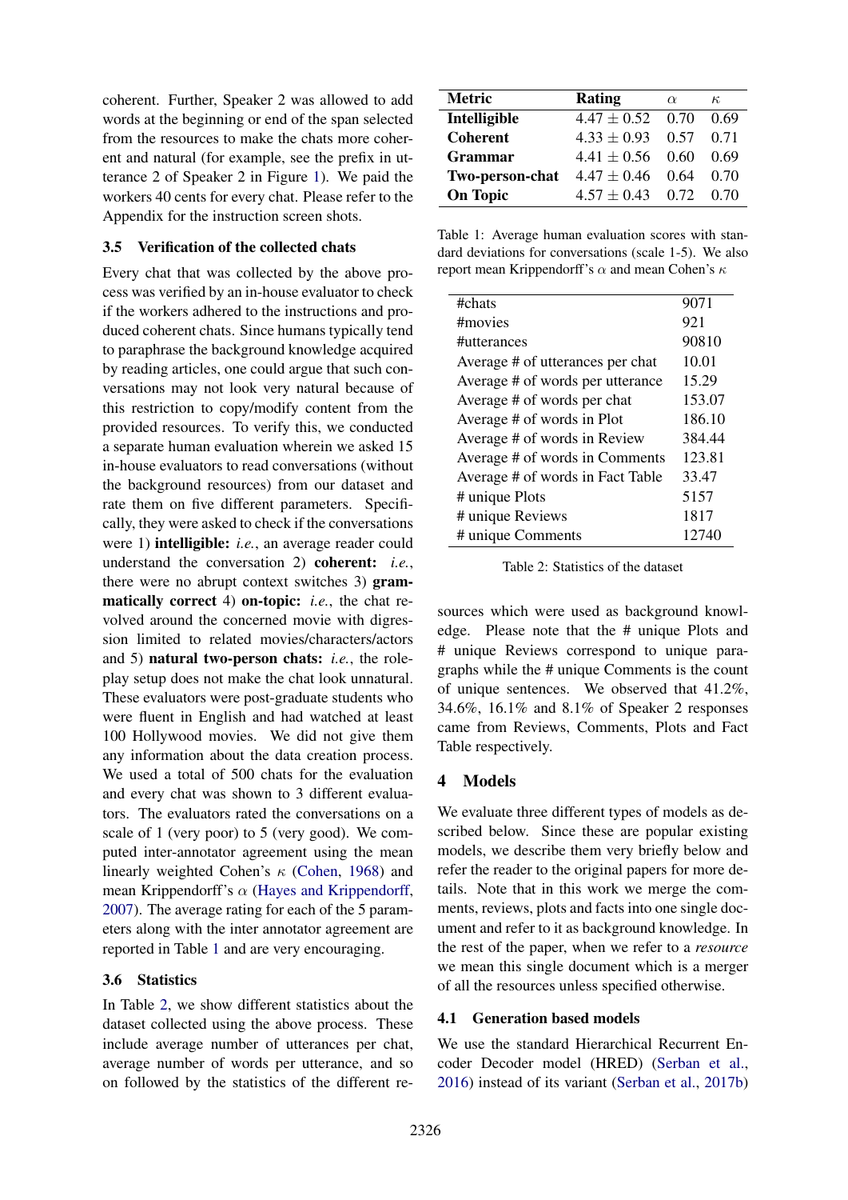coherent. Further, Speaker 2 was allowed to add words at the beginning or end of the span selected from the resources to make the chats more coherent and natural (for example, see the prefix in utterance 2 of Speaker 2 in Figure 1). We paid the workers 40 cents for every chat. Please refer to the Appendix for the instruction screen shots.

### 3.5 Verification of the collected chats

Every chat that was collected by the above process was verified by an in-house evaluator to check if the workers adhered to the instructions and produced coherent chats. Since humans typically tend to paraphrase the background knowledge acquired by reading articles, one could argue that such conversations may not look very natural because of this restriction to copy/modify content from the provided resources. To verify this, we conducted a separate human evaluation wherein we asked 15 in-house evaluators to read conversations (without the background resources) from our dataset and rate them on five different parameters. Specifically, they were asked to check if the conversations were 1) **intelligible:** *i.e.*, an average reader could understand the conversation 2) **coherent:** *i.e.*, there were no abrupt context switches 3) **grammatically correct** 4) **on-topic:** *i.e.*, the chat revolved around the concerned movie with digression limited to related movies/characters/actors and 5) **natural two-person chats:** *i.e.*, the role-play setup does not make the chat look unnatural. These evaluators were post-graduate students who were fluent in English and had watched at least 100 Hollywood movies. We did not give them any information about the data creation process. We used a total of 500 chats for the evaluation and every chat was shown to 3 different evaluators. The evaluators rated the conversations on a scale of 1 (very poor) to 5 (very good). We computed inter-annotator agreement using the mean linearly weighted Cohen's $\kappa$ (Cohen, 1968) and mean Krippendorff's $\alpha$ (Hayes and Krippendorff, 2007). The average rating for each of the 5 parameters along with the inter annotator agreement are reported in Table 1 and are very encouraging.

| Metric | Rating | $\alpha$ | $\kappa$ |
|---|---|---|---|
| **Intelligible** | $4.47 \pm 0.52$ | 0.70 | 0.69 |
| **Coherent** | $4.33 \pm 0.93$ | 0.57 | 0.71 |
| **Grammar** | $4.41 \pm 0.56$ | 0.60 | 0.69 |
| **Two-person-chat** | $4.47 \pm 0.46$ | 0.64 | 0.70 |
| **On Topic** | $4.57 \pm 0.43$ | 0.72 | 0.70 |

Table 1: Average human evaluation scores with standard deviations for conversations (scale 1-5). We also report mean Krippendorff's $\alpha$ and mean Cohen's $\kappa$

| | |
|---|---|
| #chats | 9071 |
| #movies | 921 |
| #utterances | 90810 |
| Average # of utterances per chat | 10.01 |
| Average # of words per utterance | 15.29 |
| Average # of words per chat | 153.07 |
| Average # of words in Plot | 186.10 |
| Average # of words in Review | 384.44 |
| Average # of words in Comments | 123.81 |
| Average # of words in Fact Table | 33.47 |
| # unique Plots | 5157 |
| # unique Reviews | 1817 |
| # unique Comments | 12740 |

Table 2: Statistics of the dataset

### 3.6 Statistics

In Table 2, we show different statistics about the dataset collected using the above process. These include average number of utterances per chat, average number of words per utterance, and so on followed by the statistics of the different resources which were used as background knowledge. Please note that the # unique Plots and # unique Reviews correspond to unique paragraphs while the # unique Comments is the count of unique sentences. We observed that 41.2%, 34.6%, 16.1% and 8.1% of Speaker 2 responses came from Reviews, Comments, Plots and Fact Table respectively.

## 4 Models

We evaluate three different types of models as described below. Since these are popular existing models, we describe them very briefly below and refer the reader to the original papers for more details. Note that in this work we merge the comments, reviews, plots and facts into one single document and refer to it as background knowledge. In the rest of the paper, when we refer to a *resource* we mean this single document which is a merger of all the resources unless specified otherwise.

### 4.1 Generation based models

We use the standard Hierarchical Recurrent Encoder Decoder model (HRED) (Serban et al., 2016) instead of its variant (Serban et al., 2017b)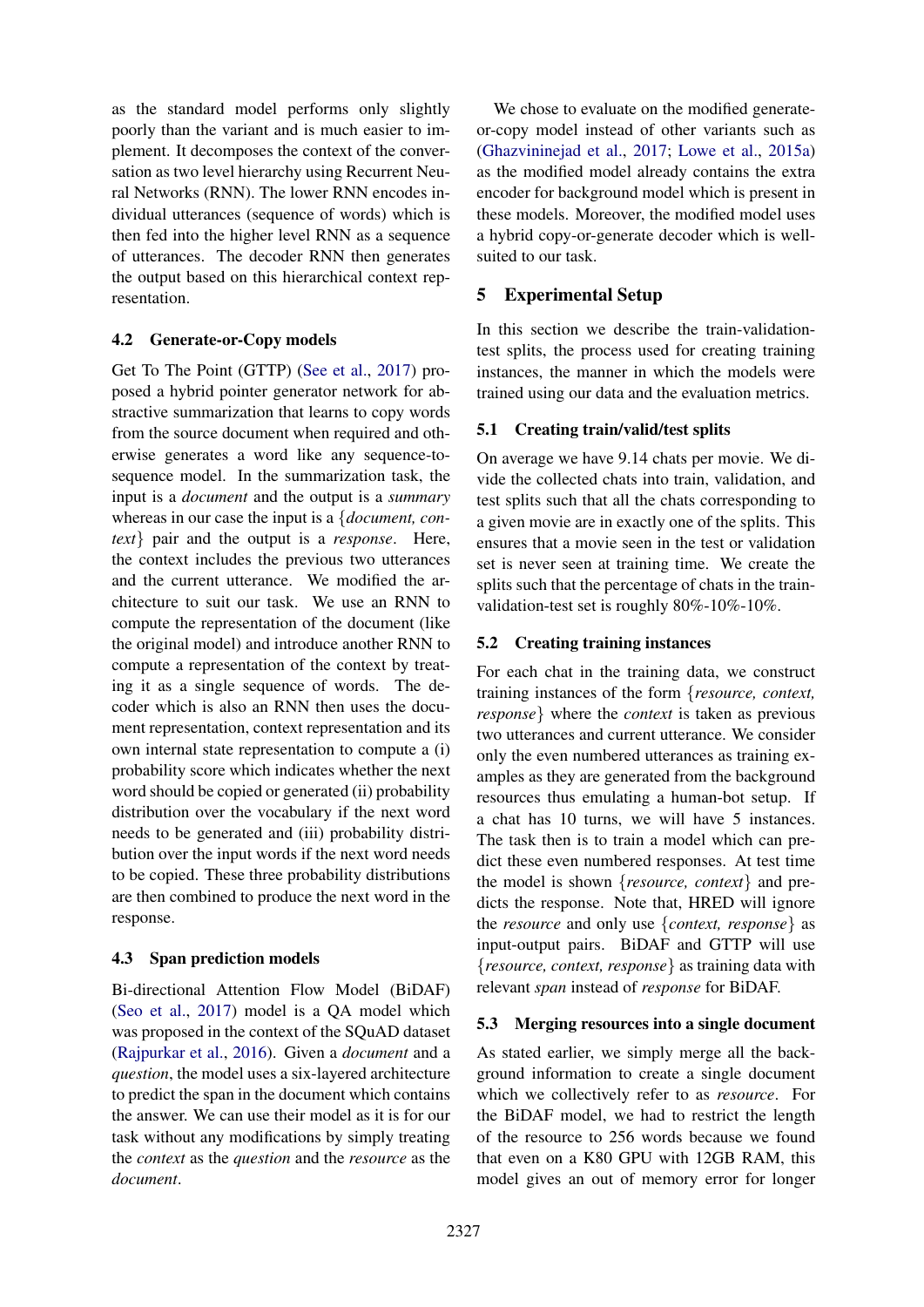as the standard model performs only slightly poorly than the variant and is much easier to implement. It decomposes the context of the conversation as two level hierarchy using Recurrent Neural Networks (RNN). The lower RNN encodes individual utterances (sequence of words) which is then fed into the higher level RNN as a sequence of utterances. The decoder RNN then generates the output based on this hierarchical context representation.

### 4.2 Generate-or-Copy models

Get To The Point (GTTP) (See et al., 2017) proposed a hybrid pointer generator network for abstractive summarization that learns to copy words from the source document when required and otherwise generates a word like any sequence-to-sequence model. In the summarization task, the input is a *document* and the output is a *summary* whereas in our case the input is a {*document, context*} pair and the output is a *response*. Here, the context includes the previous two utterances and the current utterance. We modified the architecture to suit our task. We use an RNN to compute the representation of the document (like the original model) and introduce another RNN to compute a representation of the context by treating it as a single sequence of words. The decoder which is also an RNN then uses the document representation, context representation and its own internal state representation to compute a (i) probability score which indicates whether the next word should be copied or generated (ii) probability distribution over the vocabulary if the next word needs to be generated and (iii) probability distribution over the input words if the next word needs to be copied. These three probability distributions are then combined to produce the next word in the response.

### 4.3 Span prediction models

Bi-directional Attention Flow Model (BiDAF) (Seo et al., 2017) model is a QA model which was proposed in the context of the SQuAD dataset (Rajpurkar et al., 2016). Given a *document* and a *question*, the model uses a six-layered architecture to predict the span in the document which contains the answer. We can use their model as it is for our task without any modifications by simply treating the *context* as the *question* and the *resource* as the *document*.

We chose to evaluate on the modified generate-or-copy model instead of other variants such as (Ghazvininejad et al., 2017; Lowe et al., 2015a) as the modified model already contains the extra encoder for background model which is present in these models. Moreover, the modified model uses a hybrid copy-or-generate decoder which is well-suited to our task.

## 5 Experimental Setup

In this section we describe the train-validation-test splits, the process used for creating training instances, the manner in which the models were trained using our data and the evaluation metrics.

### 5.1 Creating train/valid/test splits

On average we have 9.14 chats per movie. We divide the collected chats into train, validation, and test splits such that all the chats corresponding to a given movie are in exactly one of the splits. This ensures that a movie seen in the test or validation set is never seen at training time. We create the splits such that the percentage of chats in the train-validation-test set is roughly 80%-10%-10%.

### 5.2 Creating training instances

For each chat in the training data, we construct training instances of the form {*resource, context, response*} where the *context* is taken as previous two utterances and current utterance. We consider only the even numbered utterances as training examples as they are generated from the background resources thus emulating a human-bot setup. If a chat has 10 turns, we will have 5 instances. The task then is to train a model which can predict these even numbered responses. At test time the model is shown {*resource, context*} and predicts the response. Note that, HRED will ignore the *resource* and only use {*context, response*} as input-output pairs. BiDAF and GTTP will use {*resource, context, response*} as training data with relevant *span* instead of *response* for BiDAF.

### 5.3 Merging resources into a single document

As stated earlier, we simply merge all the background information to create a single document which we collectively refer to as *resource*. For the BiDAF model, we had to restrict the length of the resource to 256 words because we found that even on a K80 GPU with 12GB RAM, this model gives an out of memory error for longer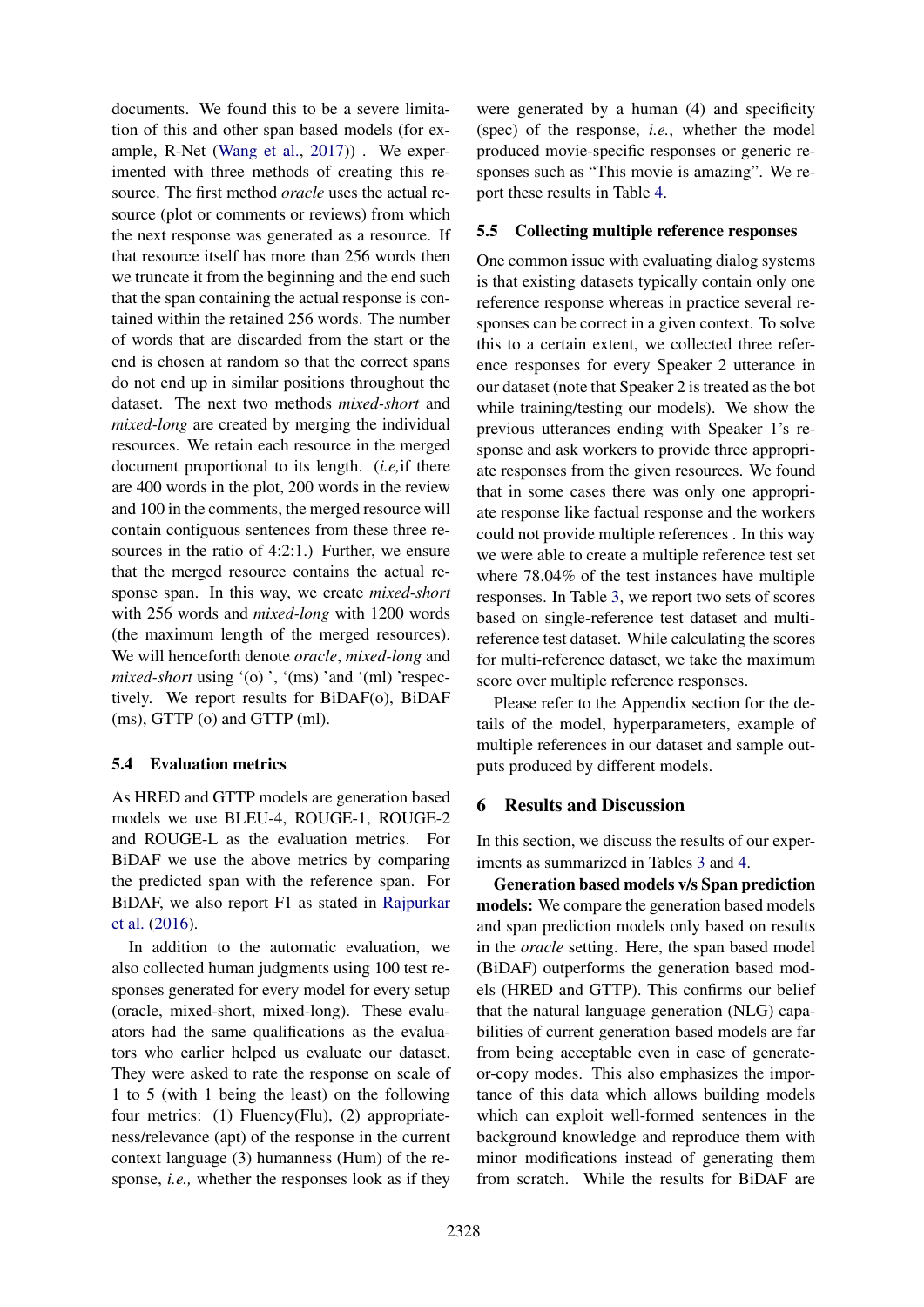documents. We found this to be a severe limitation of this and other span based models (for example, R-Net (Wang et al., 2017)) . We experimented with three methods of creating this resource. The first method *oracle* uses the actual resource (plot or comments or reviews) from which the next response was generated as a resource. If that resource itself has more than 256 words then we truncate it from the beginning and the end such that the span containing the actual response is contained within the retained 256 words. The number of words that are discarded from the start or the end is chosen at random so that the correct spans do not end up in similar positions throughout the dataset. The next two methods *mixed-short* and *mixed-long* are created by merging the individual resources. We retain each resource in the merged document proportional to its length. (*i.e,*if there are 400 words in the plot, 200 words in the review and 100 in the comments, the merged resource will contain contiguous sentences from these three resources in the ratio of 4:2:1.) Further, we ensure that the merged resource contains the actual response span. In this way, we create *mixed-short* with 256 words and *mixed-long* with 1200 words (the maximum length of the merged resources). We will henceforth denote *oracle*, *mixed-long* and *mixed-short* using '(o) ', '(ms) 'and '(ml) 'respectively. We report results for BiDAF(o), BiDAF (ms), GTTP (o) and GTTP (ml).

### 5.4 Evaluation metrics

As HRED and GTTP models are generation based models we use BLEU-4, ROUGE-1, ROUGE-2 and ROUGE-L as the evaluation metrics. For BiDAF we use the above metrics by comparing the predicted span with the reference span. For BiDAF, we also report F1 as stated in Rajpurkar et al. (2016).

In addition to the automatic evaluation, we also collected human judgments using 100 test responses generated for every model for every setup (oracle, mixed-short, mixed-long). These evaluators had the same qualifications as the evaluators who earlier helped us evaluate our dataset. They were asked to rate the response on scale of 1 to 5 (with 1 being the least) on the following four metrics: (1) Fluency(Flu), (2) appropriateness/relevance (apt) of the response in the current context language (3) humanness (Hum) of the response, *i.e.,* whether the responses look as if they were generated by a human (4) and specificity (spec) of the response, *i.e.*, whether the model produced movie-specific responses or generic responses such as "This movie is amazing". We report these results in Table 4.

### 5.5 Collecting multiple reference responses

One common issue with evaluating dialog systems is that existing datasets typically contain only one reference response whereas in practice several responses can be correct in a given context. To solve this to a certain extent, we collected three reference responses for every Speaker 2 utterance in our dataset (note that Speaker 2 is treated as the bot while training/testing our models). We show the previous utterances ending with Speaker 1's response and ask workers to provide three appropriate responses from the given resources. We found that in some cases there was only one appropriate response like factual response and the workers could not provide multiple references . In this way we were able to create a multiple reference test set where 78.04% of the test instances have multiple responses. In Table 3, we report two sets of scores based on single-reference test dataset and multi-reference test dataset. While calculating the scores for multi-reference dataset, we take the maximum score over multiple reference responses.

Please refer to the Appendix section for the details of the model, hyperparameters, example of multiple references in our dataset and sample outputs produced by different models.

## 6 Results and Discussion

In this section, we discuss the results of our experiments as summarized in Tables 3 and 4.

**Generation based models v/s Span prediction models:** We compare the generation based models and span prediction models only based on results in the *oracle* setting. Here, the span based model (BiDAF) outperforms the generation based models (HRED and GTTP). This confirms our belief that the natural language generation (NLG) capabilities of current generation based models are far from being acceptable even in case of generate-or-copy modes. This also emphasizes the importance of this data which allows building models which can exploit well-formed sentences in the background knowledge and reproduce them with minor modifications instead of generating them from scratch. While the results for BiDAF are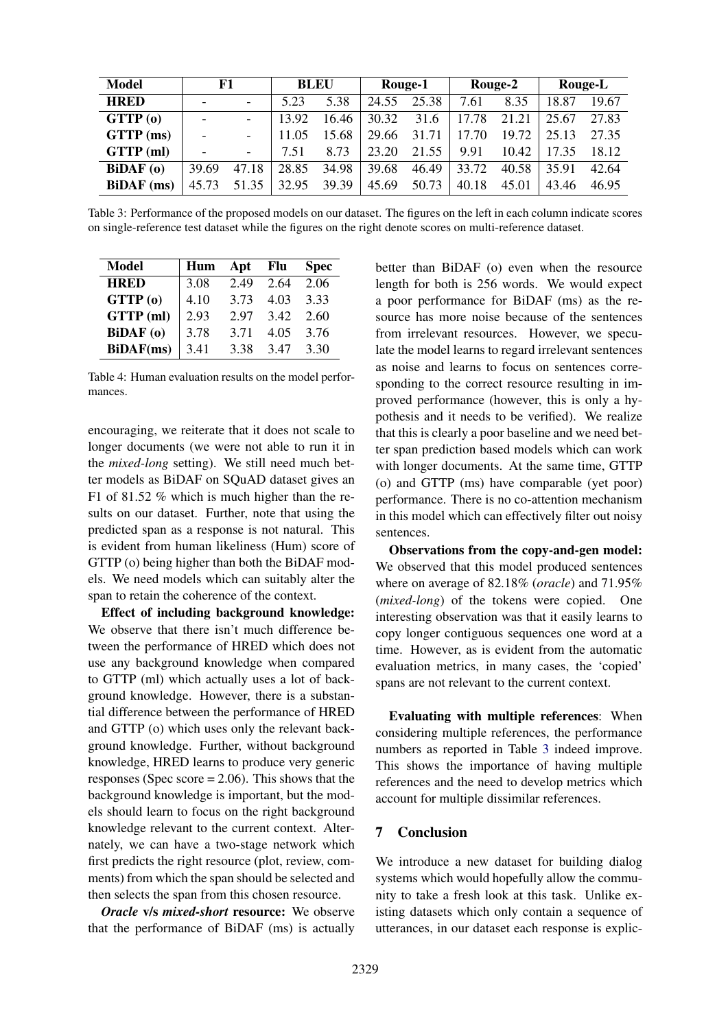| Model | F1 | | BLEU | | Rouge-1 | | Rouge-2 | | Rouge-L | |
|---|---|---|---|---|---|---|---|---|---|---|
| **HRED** | - | - | 5.23 | 5.38 | 24.55 | 25.38 | 7.61 | 8.35 | 18.87 | 19.67 |
| **GTTP (o)** | - | - | 13.92 | 16.46 | 30.32 | 31.6 | 17.78 | 21.21 | 25.67 | 27.83 |
| **GTTP (ms)** | - | - | 11.05 | 15.68 | 29.66 | 31.71 | 17.70 | 19.72 | 25.13 | 27.35 |
| **GTTP (ml)** | - | - | 7.51 | 8.73 | 23.20 | 21.55 | 9.91 | 10.42 | 17.35 | 18.12 |
| **BiDAF (o)** | 39.69 | 47.18 | 28.85 | 34.98 | 39.68 | 46.49 | 33.72 | 40.58 | 35.91 | 42.64 |
| **BiDAF (ms)** | 45.73 | 51.35 | 32.95 | 39.39 | 45.69 | 50.73 | 40.18 | 45.01 | 43.46 | 46.95 |

Table 3: Performance of the proposed models on our dataset. The figures on the left in each column indicate scores on single-reference test dataset while the figures on the right denote scores on multi-reference dataset.

| Model | Hum | Apt | Flu | Spec |
|---|---|---|---|---|
| **HRED** | 3.08 | 2.49 | 2.64 | 2.06 |
| **GTTP (o)** | 4.10 | 3.73 | 4.03 | 3.33 |
| **GTTP (ml)** | 2.93 | 2.97 | 3.42 | 2.60 |
| **BiDAF (o)** | 3.78 | 3.71 | 4.05 | 3.76 |
| **BiDAF(ms)** | 3.41 | 3.38 | 3.47 | 3.30 |

Table 4: Human evaluation results on the model performances.

encouraging, we reiterate that it does not scale to longer documents (we were not able to run it in the *mixed-long* setting). We still need much better models as BiDAF on SQuAD dataset gives an F1 of 81.52 % which is much higher than the results on our dataset. Further, note that using the predicted span as a response is not natural. This is evident from human likeliness (Hum) score of GTTP (o) being higher than both the BiDAF models. We need models which can suitably alter the span to retain the coherence of the context.

**Effect of including background knowledge:** We observe that there isn't much difference between the performance of HRED which does not use any background knowledge when compared to GTTP (ml) which actually uses a lot of background knowledge. However, there is a substantial difference between the performance of HRED and GTTP (o) which uses only the relevant background knowledge. Further, without background knowledge, HRED learns to produce very generic responses (Spec score = 2.06). This shows that the background knowledge is important, but the models should learn to focus on the right background knowledge relevant to the current context. Alternately, we can have a two-stage network which first predicts the right resource (plot, review, comments) from which the span should be selected and then selects the span from this chosen resource.

***Oracle* v/s *mixed-short* resource:** We observe that the performance of BiDAF (ms) is actually better than BiDAF (o) even when the resource length for both is 256 words. We would expect a poor performance for BiDAF (ms) as the resource has more noise because of the sentences from irrelevant resources. However, we speculate the model learns to regard irrelevant sentences as noise and learns to focus on sentences corresponding to the correct resource resulting in improved performance (however, this is only a hypothesis and it needs to be verified). We realize that this is clearly a poor baseline and we need better span prediction based models which can work with longer documents. At the same time, GTTP (o) and GTTP (ms) have comparable (yet poor) performance. There is no co-attention mechanism in this model which can effectively filter out noisy sentences.

**Observations from the copy-and-gen model:** We observed that this model produced sentences where on average of 82.18% (*oracle*) and 71.95% (*mixed-long*) of the tokens were copied. One interesting observation was that it easily learns to copy longer contiguous sequences one word at a time. However, as is evident from the automatic evaluation metrics, in many cases, the 'copied' spans are not relevant to the current context.

**Evaluating with multiple references**: When considering multiple references, the performance numbers as reported in Table 3 indeed improve. This shows the importance of having multiple references and the need to develop metrics which account for multiple dissimilar references.

## 7 Conclusion

We introduce a new dataset for building dialog systems which would hopefully allow the community to take a fresh look at this task. Unlike existing datasets which only contain a sequence of utterances, in our dataset each response is explic-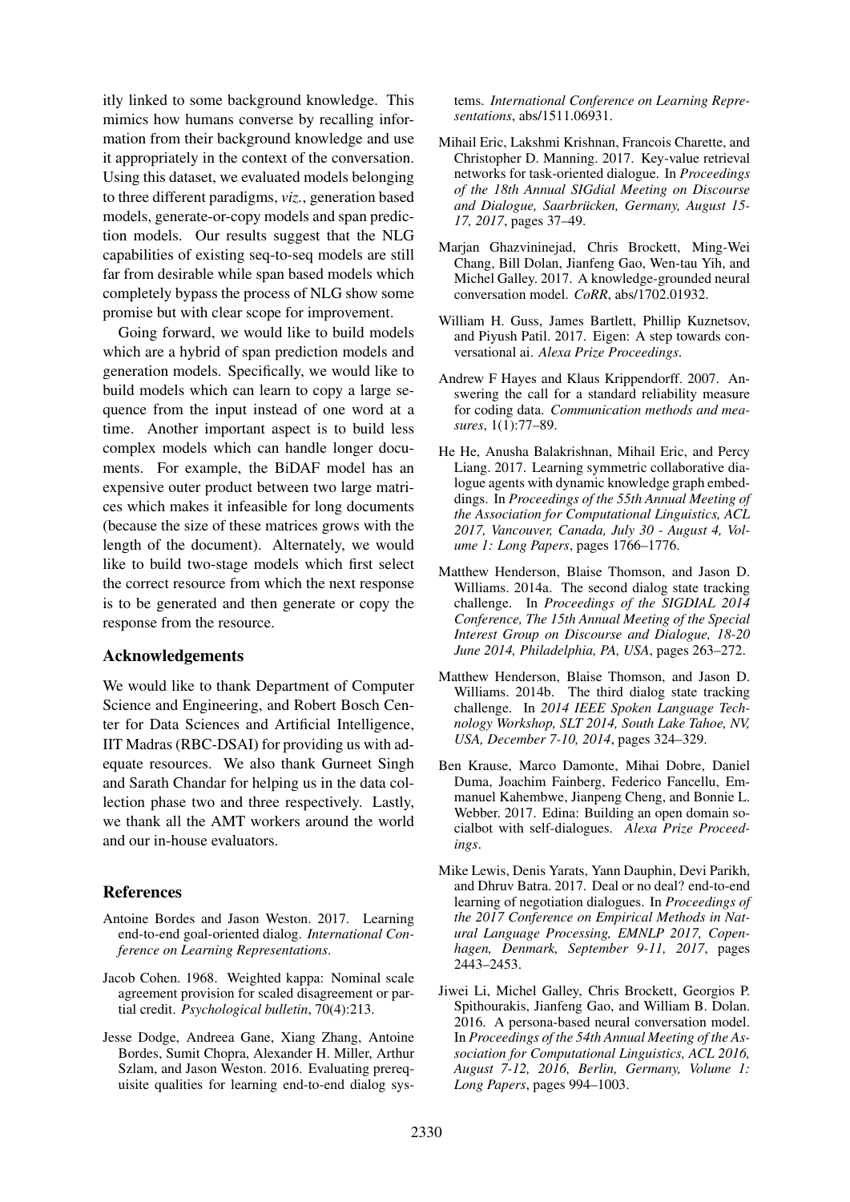itly linked to some background knowledge. This mimics how humans converse by recalling information from their background knowledge and use it appropriately in the context of the conversation. Using this dataset, we evaluated models belonging to three different paradigms, *viz.*, generation based models, generate-or-copy models and span prediction models. Our results suggest that the NLG capabilities of existing seq-to-seq models are still far from desirable while span based models which completely bypass the process of NLG show some promise but with clear scope for improvement.

Going forward, we would like to build models which are a hybrid of span prediction models and generation models. Specifically, we would like to build models which can learn to copy a large sequence from the input instead of one word at a time. Another important aspect is to build less complex models which can handle longer documents. For example, the BiDAF model has an expensive outer product between two large matrices which makes it infeasible for long documents (because the size of these matrices grows with the length of the document). Alternately, we would like to build two-stage models which first select the correct resource from which the next response is to be generated and then generate or copy the response from the resource.

## Acknowledgements

We would like to thank Department of Computer Science and Engineering, and Robert Bosch Center for Data Sciences and Artificial Intelligence, IIT Madras (RBC-DSAI) for providing us with adequate resources. We also thank Gurneet Singh and Sarath Chandar for helping us in the data collection phase two and three respectively. Lastly, we thank all the AMT workers around the world and our in-house evaluators.

## References

Antoine Bordes and Jason Weston. 2017. Learning end-to-end goal-oriented dialog. *International Conference on Learning Representations*.

Jacob Cohen. 1968. Weighted kappa: Nominal scale agreement provision for scaled disagreement or partial credit. *Psychological bulletin*, 70(4):213.

Jesse Dodge, Andreea Gane, Xiang Zhang, Antoine Bordes, Sumit Chopra, Alexander H. Miller, Arthur Szlam, and Jason Weston. 2016. Evaluating prerequisite qualities for learning end-to-end dialog systems. *International Conference on Learning Representations*, abs/1511.06931.

Mihail Eric, Lakshmi Krishnan, Francois Charette, and Christopher D. Manning. 2017. Key-value retrieval networks for task-oriented dialogue. In *Proceedings of the 18th Annual SIGdial Meeting on Discourse and Dialogue, Saarbrücken, Germany, August 15-17, 2017*, pages 37–49.

Marjan Ghazvininejad, Chris Brockett, Ming-Wei Chang, Bill Dolan, Jianfeng Gao, Wen-tau Yih, and Michel Galley. 2017. A knowledge-grounded neural conversation model. *CoRR*, abs/1702.01932.

William H. Guss, James Bartlett, Phillip Kuznetsov, and Piyush Patil. 2017. Eigen: A step towards conversational ai. *Alexa Prize Proceedings*.

Andrew F Hayes and Klaus Krippendorff. 2007. Answering the call for a standard reliability measure for coding data. *Communication methods and measures*, 1(1):77–89.

He He, Anusha Balakrishnan, Mihail Eric, and Percy Liang. 2017. Learning symmetric collaborative dialogue agents with dynamic knowledge graph embeddings. In *Proceedings of the 55th Annual Meeting of the Association for Computational Linguistics, ACL 2017, Vancouver, Canada, July 30 - August 4, Volume 1: Long Papers*, pages 1766–1776.

Matthew Henderson, Blaise Thomson, and Jason D. Williams. 2014a. The second dialog state tracking challenge. In *Proceedings of the SIGDIAL 2014 Conference, The 15th Annual Meeting of the Special Interest Group on Discourse and Dialogue, 18-20 June 2014, Philadelphia, PA, USA*, pages 263–272.

Matthew Henderson, Blaise Thomson, and Jason D. Williams. 2014b. The third dialog state tracking challenge. In *2014 IEEE Spoken Language Technology Workshop, SLT 2014, South Lake Tahoe, NV, USA, December 7-10, 2014*, pages 324–329.

Ben Krause, Marco Damonte, Mihai Dobre, Daniel Duma, Joachim Fainberg, Federico Fancellu, Emmanuel Kahembwe, Jianpeng Cheng, and Bonnie L. Webber. 2017. Edina: Building an open domain socialbot with self-dialogues. *Alexa Prize Proceedings*.

Mike Lewis, Denis Yarats, Yann Dauphin, Devi Parikh, and Dhruv Batra. 2017. Deal or no deal? end-to-end learning of negotiation dialogues. In *Proceedings of the 2017 Conference on Empirical Methods in Natural Language Processing, EMNLP 2017, Copenhagen, Denmark, September 9-11, 2017*, pages 2443–2453.

Jiwei Li, Michel Galley, Chris Brockett, Georgios P. Spithourakis, Jianfeng Gao, and William B. Dolan. 2016. A persona-based neural conversation model. In *Proceedings of the 54th Annual Meeting of the Association for Computational Linguistics, ACL 2016, August 7-12, 2016, Berlin, Germany, Volume 1: Long Papers*, pages 994–1003.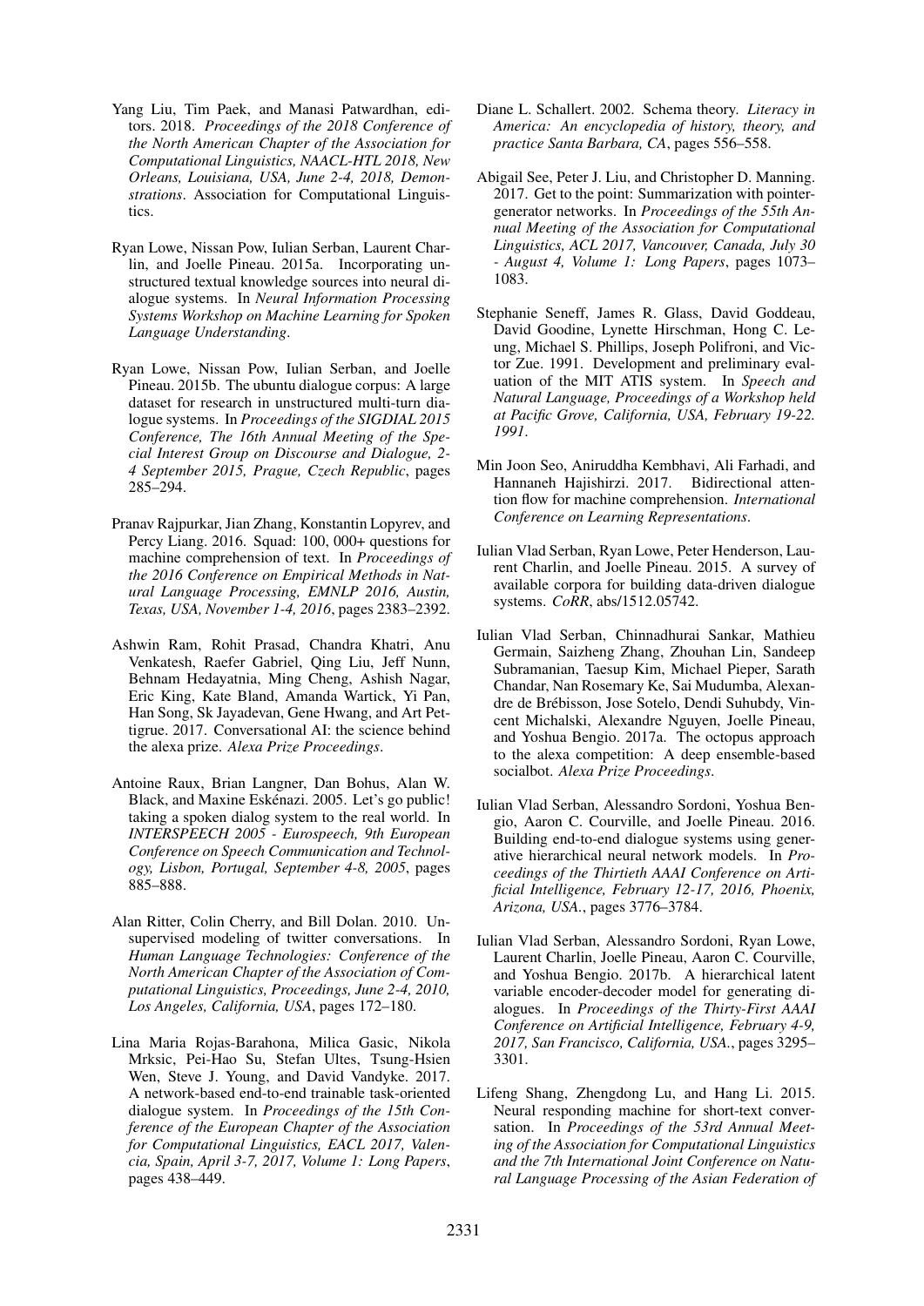Yang Liu, Tim Paek, and Manasi Patwardhan, editors. 2018. *Proceedings of the 2018 Conference of the North American Chapter of the Association for Computational Linguistics, NAACL-HTL 2018, New Orleans, Louisiana, USA, June 2-4, 2018, Demonstrations*. Association for Computational Linguistics.

Ryan Lowe, Nissan Pow, Iulian Serban, Laurent Charlin, and Joelle Pineau. 2015a. Incorporating unstructured textual knowledge sources into neural dialogue systems. In *Neural Information Processing Systems Workshop on Machine Learning for Spoken Language Understanding*.

Ryan Lowe, Nissan Pow, Iulian Serban, and Joelle Pineau. 2015b. The ubuntu dialogue corpus: A large dataset for research in unstructured multi-turn dialogue systems. In *Proceedings of the SIGDIAL 2015 Conference, The 16th Annual Meeting of the Special Interest Group on Discourse and Dialogue, 2-4 September 2015, Prague, Czech Republic*, pages 285–294.

Pranav Rajpurkar, Jian Zhang, Konstantin Lopyrev, and Percy Liang. 2016. Squad: 100, 000+ questions for machine comprehension of text. In *Proceedings of the 2016 Conference on Empirical Methods in Natural Language Processing, EMNLP 2016, Austin, Texas, USA, November 1-4, 2016*, pages 2383–2392.

Ashwin Ram, Rohit Prasad, Chandra Khatri, Anu Venkatesh, Raefer Gabriel, Qing Liu, Jeff Nunn, Behnam Hedayatnia, Ming Cheng, Ashish Nagar, Eric King, Kate Bland, Amanda Wartick, Yi Pan, Han Song, Sk Jayadevan, Gene Hwang, and Art Pettigrue. 2017. Conversational AI: the science behind the alexa prize. *Alexa Prize Proceedings*.

Antoine Raux, Brian Langner, Dan Bohus, Alan W. Black, and Maxine Eskénazi. 2005. Let's go public! taking a spoken dialog system to the real world. In *INTERSPEECH 2005 - Eurospeech, 9th European Conference on Speech Communication and Technology, Lisbon, Portugal, September 4-8, 2005*, pages 885–888.

Alan Ritter, Colin Cherry, and Bill Dolan. 2010. Unsupervised modeling of twitter conversations. In *Human Language Technologies: Conference of the North American Chapter of the Association of Computational Linguistics, Proceedings, June 2-4, 2010, Los Angeles, California, USA*, pages 172–180.

Lina Maria Rojas-Barahona, Milica Gasic, Nikola Mrksic, Pei-Hao Su, Stefan Ultes, Tsung-Hsien Wen, Steve J. Young, and David Vandyke. 2017. A network-based end-to-end trainable task-oriented dialogue system. In *Proceedings of the 15th Conference of the European Chapter of the Association for Computational Linguistics, EACL 2017, Valencia, Spain, April 3-7, 2017, Volume 1: Long Papers*, pages 438–449.

Diane L. Schallert. 2002. Schema theory. *Literacy in America: An encyclopedia of history, theory, and practice Santa Barbara, CA*, pages 556–558.

Abigail See, Peter J. Liu, and Christopher D. Manning. 2017. Get to the point: Summarization with pointer-generator networks. In *Proceedings of the 55th Annual Meeting of the Association for Computational Linguistics, ACL 2017, Vancouver, Canada, July 30 - August 4, Volume 1: Long Papers*, pages 1073–1083.

Stephanie Seneff, James R. Glass, David Goddeau, David Goodine, Lynette Hirschman, Hong C. Leung, Michael S. Phillips, Joseph Polifroni, and Victor Zue. 1991. Development and preliminary evaluation of the MIT ATIS system. In *Speech and Natural Language, Proceedings of a Workshop held at Pacific Grove, California, USA, February 19-22. 1991*.

Min Joon Seo, Aniruddha Kembhavi, Ali Farhadi, and Hannaneh Hajishirzi. 2017. Bidirectional attention flow for machine comprehension. *International Conference on Learning Representations*.

Iulian Vlad Serban, Ryan Lowe, Peter Henderson, Laurent Charlin, and Joelle Pineau. 2015. A survey of available corpora for building data-driven dialogue systems. *CoRR*, abs/1512.05742.

Iulian Vlad Serban, Chinnadhurai Sankar, Mathieu Germain, Saizheng Zhang, Zhouhan Lin, Sandeep Subramanian, Taesup Kim, Michael Pieper, Sarath Chandar, Nan Rosemary Ke, Sai Mudumba, Alexandre de Brébisson, Jose Sotelo, Dendi Suhubdy, Vincent Michalski, Alexandre Nguyen, Joelle Pineau, and Yoshua Bengio. 2017a. The octopus approach to the alexa competition: A deep ensemble-based socialbot. *Alexa Prize Proceedings*.

Iulian Vlad Serban, Alessandro Sordoni, Yoshua Bengio, Aaron C. Courville, and Joelle Pineau. 2016. Building end-to-end dialogue systems using generative hierarchical neural network models. In *Proceedings of the Thirtieth AAAI Conference on Artificial Intelligence, February 12-17, 2016, Phoenix, Arizona, USA.*, pages 3776–3784.

Iulian Vlad Serban, Alessandro Sordoni, Ryan Lowe, Laurent Charlin, Joelle Pineau, Aaron C. Courville, and Yoshua Bengio. 2017b. A hierarchical latent variable encoder-decoder model for generating dialogues. In *Proceedings of the Thirty-First AAAI Conference on Artificial Intelligence, February 4-9, 2017, San Francisco, California, USA.*, pages 3295–3301.

Lifeng Shang, Zhengdong Lu, and Hang Li. 2015. Neural responding machine for short-text conversation. In *Proceedings of the 53rd Annual Meeting of the Association for Computational Linguistics and the 7th International Joint Conference on Natural Language Processing of the Asian Federation of*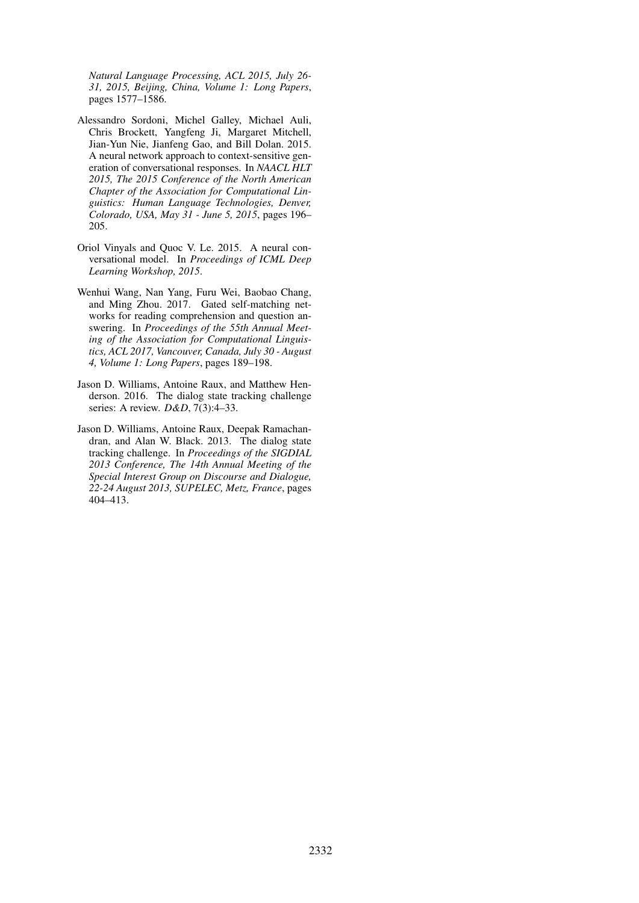*Natural Language Processing, ACL 2015, July 26-31, 2015, Beijing, China, Volume 1: Long Papers*, pages 1577–1586.

Alessandro Sordoni, Michel Galley, Michael Auli, Chris Brockett, Yangfeng Ji, Margaret Mitchell, Jian-Yun Nie, Jianfeng Gao, and Bill Dolan. 2015. A neural network approach to context-sensitive generation of conversational responses. In *NAACL HLT 2015, The 2015 Conference of the North American Chapter of the Association for Computational Linguistics: Human Language Technologies, Denver, Colorado, USA, May 31 - June 5, 2015*, pages 196–205.

Oriol Vinyals and Quoc V. Le. 2015. A neural conversational model. In *Proceedings of ICML Deep Learning Workshop, 2015*.

Wenhui Wang, Nan Yang, Furu Wei, Baobao Chang, and Ming Zhou. 2017. Gated self-matching networks for reading comprehension and question answering. In *Proceedings of the 55th Annual Meeting of the Association for Computational Linguistics, ACL 2017, Vancouver, Canada, July 30 - August 4, Volume 1: Long Papers*, pages 189–198.

Jason D. Williams, Antoine Raux, and Matthew Henderson. 2016. The dialog state tracking challenge series: A review. *D&D*, 7(3):4–33.

Jason D. Williams, Antoine Raux, Deepak Ramachandran, and Alan W. Black. 2013. The dialog state tracking challenge. In *Proceedings of the SIGDIAL 2013 Conference, The 14th Annual Meeting of the Special Interest Group on Discourse and Dialogue, 22-24 August 2013, SUPELEC, Metz, France*, pages 404–413.